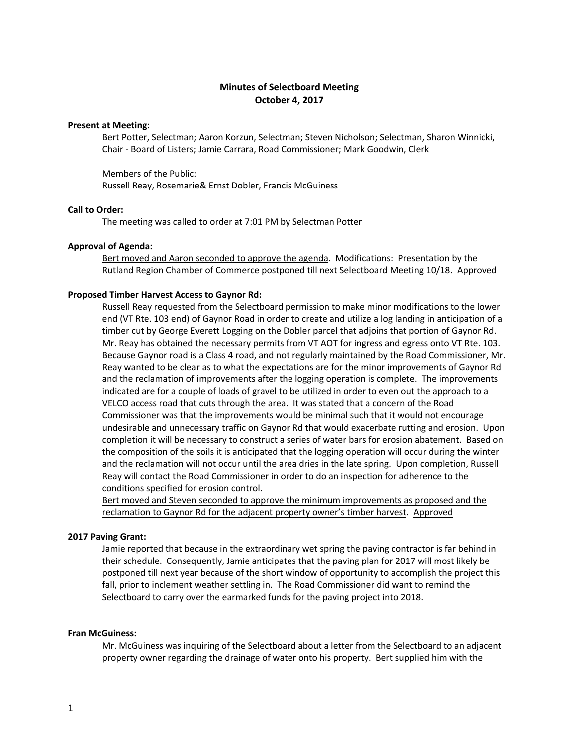# Minutes of Selectboard Meeting
## October 4, 2017

**Present at Meeting:**

Bert Potter, Selectman; Aaron Korzun, Selectman; Steven Nicholson; Selectman, Sharon Winnicki, Chair - Board of Listers; Jamie Carrara, Road Commissioner; Mark Goodwin, Clerk

Members of the Public:
Russell Reay, Rosemarie& Ernst Dobler, Francis McGuiness

**Call to Order:**

The meeting was called to order at 7:01 PM by Selectman Potter

**Approval of Agenda:**

<u>Bert moved and Aaron seconded to approve the agenda</u>. Modifications: Presentation by the Rutland Region Chamber of Commerce postponed till next Selectboard Meeting 10/18. <u>Approved</u>

**Proposed Timber Harvest Access to Gaynor Rd:**

Russell Reay requested from the Selectboard permission to make minor modifications to the lower end (VT Rte. 103 end) of Gaynor Road in order to create and utilize a log landing in anticipation of a timber cut by George Everett Logging on the Dobler parcel that adjoins that portion of Gaynor Rd. Mr. Reay has obtained the necessary permits from VT AOT for ingress and egress onto VT Rte. 103. Because Gaynor road is a Class 4 road, and not regularly maintained by the Road Commissioner, Mr. Reay wanted to be clear as to what the expectations are for the minor improvements of Gaynor Rd and the reclamation of improvements after the logging operation is complete. The improvements indicated are for a couple of loads of gravel to be utilized in order to even out the approach to a VELCO access road that cuts through the area. It was stated that a concern of the Road Commissioner was that the improvements would be minimal such that it would not encourage undesirable and unnecessary traffic on Gaynor Rd that would exacerbate rutting and erosion. Upon completion it will be necessary to construct a series of water bars for erosion abatement. Based on the composition of the soils it is anticipated that the logging operation will occur during the winter and the reclamation will not occur until the area dries in the late spring. Upon completion, Russell Reay will contact the Road Commissioner in order to do an inspection for adherence to the conditions specified for erosion control.

<u>Bert moved and Steven seconded to approve the minimum improvements as proposed and the reclamation to Gaynor Rd for the adjacent property owner's timber harvest</u>. <u>Approved</u>

**2017 Paving Grant:**

Jamie reported that because in the extraordinary wet spring the paving contractor is far behind in their schedule. Consequently, Jamie anticipates that the paving plan for 2017 will most likely be postponed till next year because of the short window of opportunity to accomplish the project this fall, prior to inclement weather settling in. The Road Commissioner did want to remind the Selectboard to carry over the earmarked funds for the paving project into 2018.

**Fran McGuiness:**

Mr. McGuiness was inquiring of the Selectboard about a letter from the Selectboard to an adjacent property owner regarding the drainage of water onto his property. Bert supplied him with the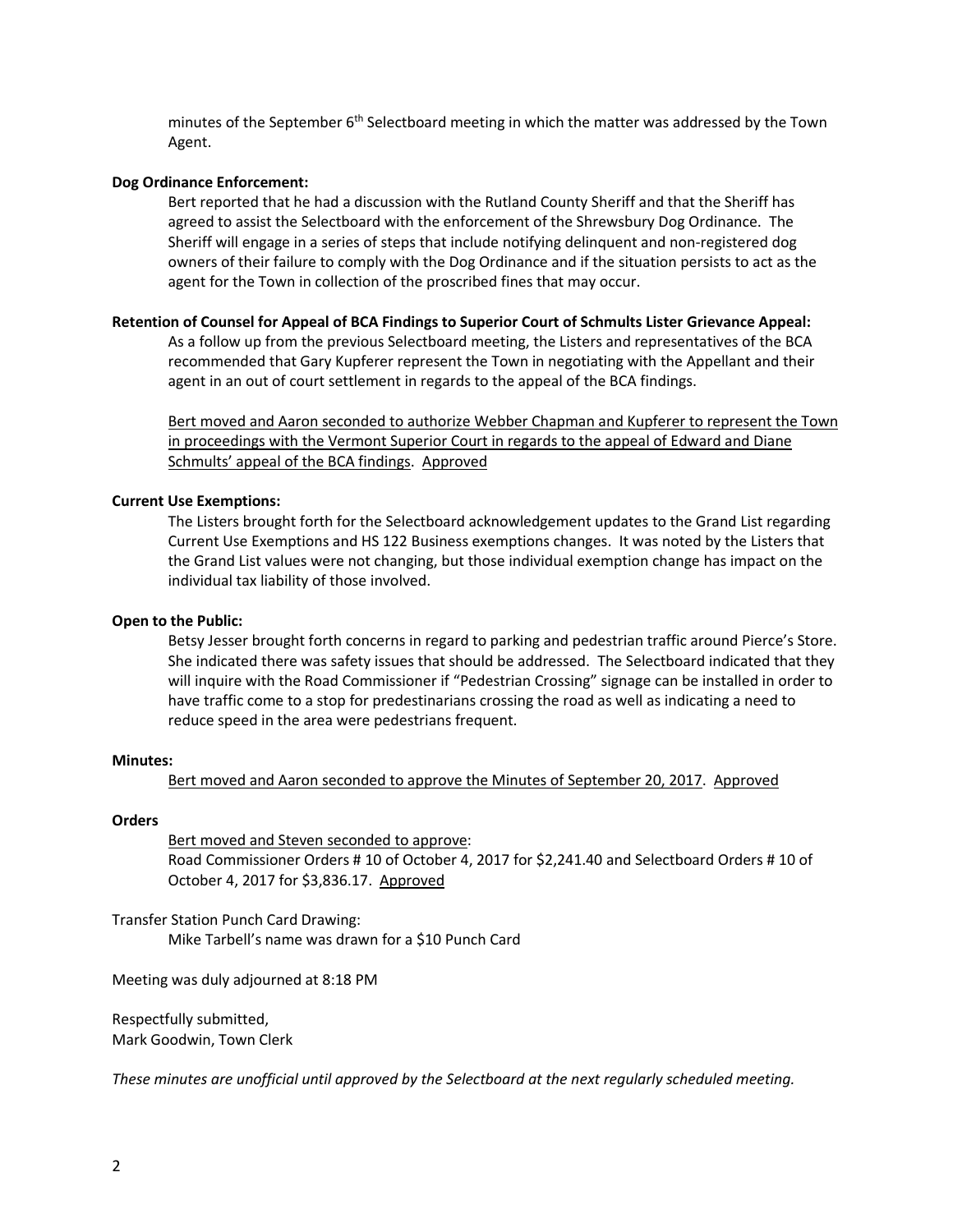minutes of the September 6th Selectboard meeting in which the matter was addressed by the Town Agent.

**Dog Ordinance Enforcement:**

Bert reported that he had a discussion with the Rutland County Sheriff and that the Sheriff has agreed to assist the Selectboard with the enforcement of the Shrewsbury Dog Ordinance. The Sheriff will engage in a series of steps that include notifying delinquent and non-registered dog owners of their failure to comply with the Dog Ordinance and if the situation persists to act as the agent for the Town in collection of the proscribed fines that may occur.

**Retention of Counsel for Appeal of BCA Findings to Superior Court of Schmults Lister Grievance Appeal:**

As a follow up from the previous Selectboard meeting, the Listers and representatives of the BCA recommended that Gary Kupferer represent the Town in negotiating with the Appellant and their agent in an out of court settlement in regards to the appeal of the BCA findings.

<u>Bert moved and Aaron seconded to authorize Webber Chapman and Kupferer to represent the Town in proceedings with the Vermont Superior Court in regards to the appeal of Edward and Diane Schmults' appeal of the BCA findings</u>. <u>Approved</u>

**Current Use Exemptions:**

The Listers brought forth for the Selectboard acknowledgement updates to the Grand List regarding Current Use Exemptions and HS 122 Business exemptions changes. It was noted by the Listers that the Grand List values were not changing, but those individual exemption change has impact on the individual tax liability of those involved.

**Open to the Public:**

Betsy Jesser brought forth concerns in regard to parking and pedestrian traffic around Pierce's Store. She indicated there was safety issues that should be addressed. The Selectboard indicated that they will inquire with the Road Commissioner if "Pedestrian Crossing" signage can be installed in order to have traffic come to a stop for predestinarians crossing the road as well as indicating a need to reduce speed in the area were pedestrians frequent.

**Minutes:**

<u>Bert moved and Aaron seconded to approve the Minutes of September 20, 2017</u>. <u>Approved</u>

**Orders**

<u>Bert moved and Steven seconded to approve</u>:
Road Commissioner Orders # 10 of October 4, 2017 for $2,241.40 and Selectboard Orders # 10 of October 4, 2017 for $3,836.17. <u>Approved</u>

Transfer Station Punch Card Drawing:
Mike Tarbell's name was drawn for a $10 Punch Card

Meeting was duly adjourned at 8:18 PM

Respectfully submitted,
Mark Goodwin, Town Clerk

*These minutes are unofficial until approved by the Selectboard at the next regularly scheduled meeting.*